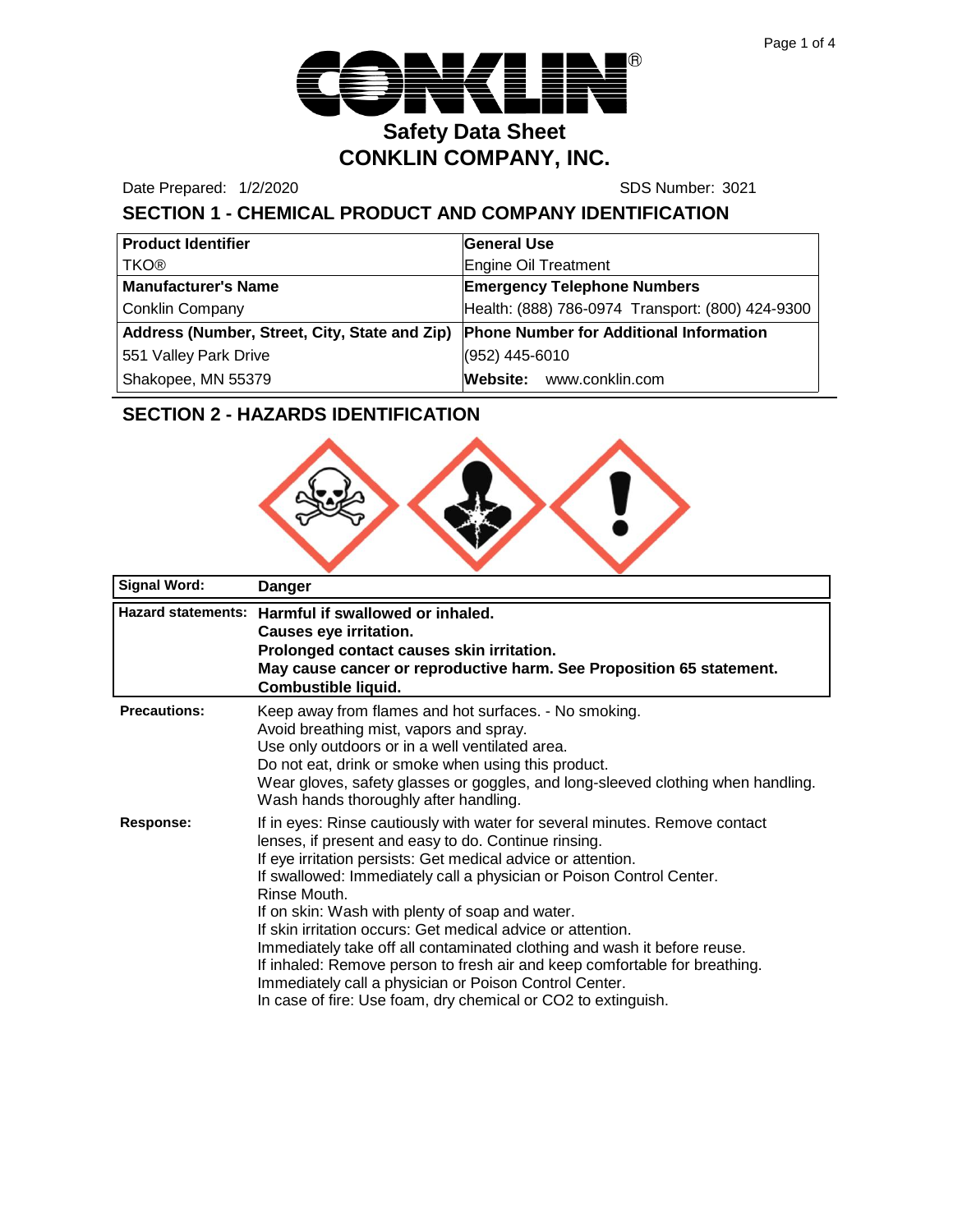# Safety Data Sheet

# CONKLIN COMPANY, INC.

Date Prepared: 1/2/2020

SDS Number: 3021

## SECTION 1 - CHEMICAL PRODUCT AND COMPANY IDENTIFICATION

| Product Identifier | General Use |
|---|---|
| TKO® | Engine Oil Treatment |
| **Manufacturer's Name** | **Emergency Telephone Numbers** |
| Conklin Company | Health: (888) 786-0974 Transport: (800) 424-9300 |
| **Address (Number, Street, City, State and Zip)** | **Phone Number for Additional Information** |
| 551 Valley Park Drive | (952) 445-6010 |
| Shakopee, MN 55379 | **Website:** www.conklin.com |

## SECTION 2 - HAZARDS IDENTIFICATION

| Signal Word: | **Danger** |
|---|---|
| **Hazard statements:** | **Harmful if swallowed or inhaled.**<br>**Causes eye irritation.**<br>**Prolonged contact causes skin irritation.**<br>**May cause cancer or reproductive harm. See Proposition 65 statement.**<br>**Combustible liquid.** |

**Precautions:**

Keep away from flames and hot surfaces. - No smoking.
Avoid breathing mist, vapors and spray.
Use only outdoors or in a well ventilated area.
Do not eat, drink or smoke when using this product.
Wear gloves, safety glasses or goggles, and long-sleeved clothing when handling.
Wash hands thoroughly after handling.

**Response:**

If in eyes: Rinse cautiously with water for several minutes. Remove contact lenses, if present and easy to do. Continue rinsing.
If eye irritation persists: Get medical advice or attention.
If swallowed: Immediately call a physician or Poison Control Center.
Rinse Mouth.
If on skin: Wash with plenty of soap and water.
If skin irritation occurs: Get medical advice or attention.
Immediately take off all contaminated clothing and wash it before reuse.
If inhaled: Remove person to fresh air and keep comfortable for breathing.
Immediately call a physician or Poison Control Center.
In case of fire: Use foam, dry chemical or $CO_2$ to extinguish.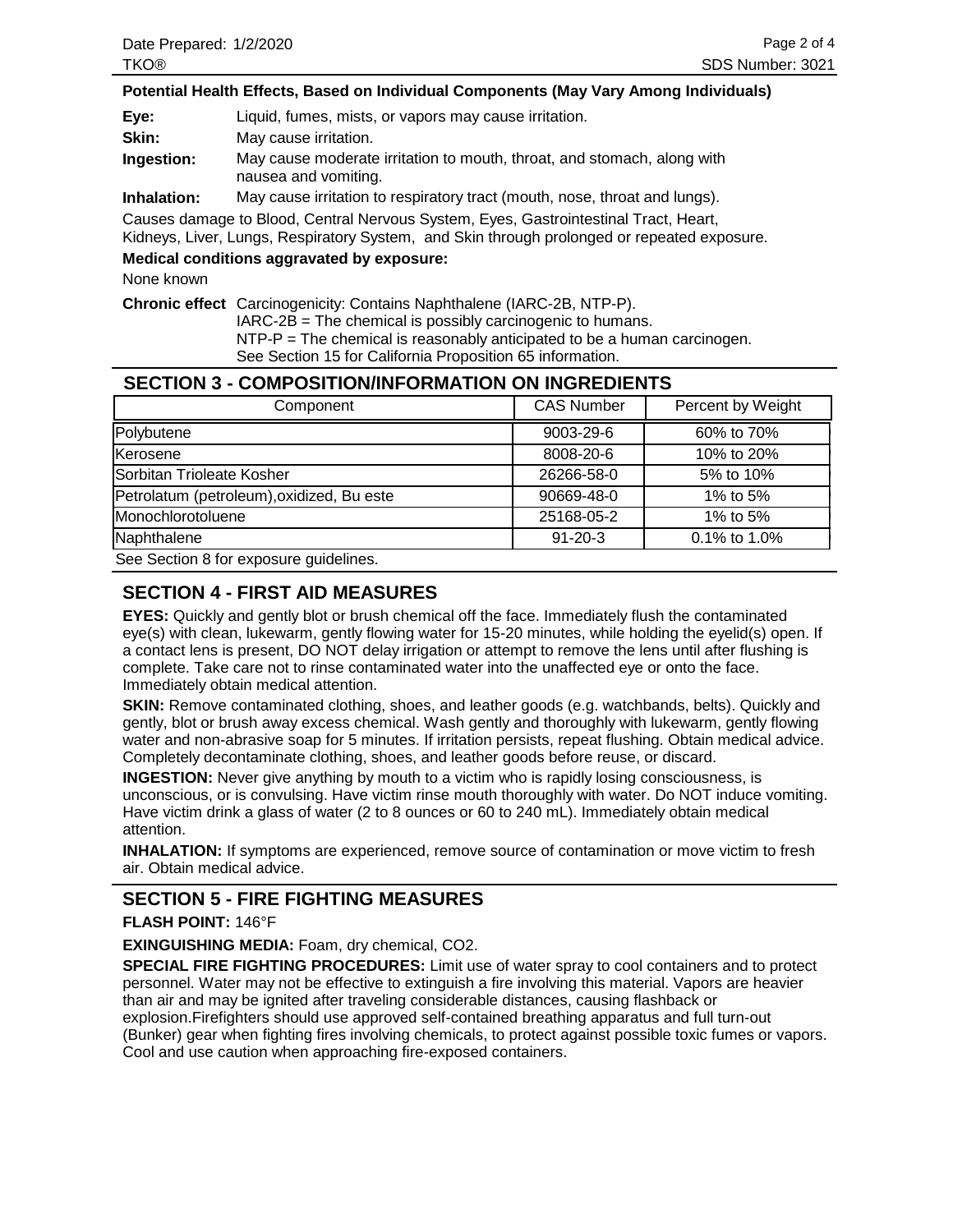**Potential Health Effects, Based on Individual Components (May Vary Among Individuals)**

**Eye:** Liquid, fumes, mists, or vapors may cause irritation.

**Skin:** May cause irritation.

**Ingestion:** May cause moderate irritation to mouth, throat, and stomach, along with nausea and vomiting.

**Inhalation:** May cause irritation to respiratory tract (mouth, nose, throat and lungs).

Causes damage to Blood, Central Nervous System, Eyes, Gastrointestinal Tract, Heart, Kidneys, Liver, Lungs, Respiratory System, and Skin through prolonged or repeated exposure.

**Medical conditions aggravated by exposure:**

None known

**Chronic effect** Carcinogenicity: Contains Naphthalene (IARC-2B, NTP-P).
IARC-2B = The chemical is possibly carcinogenic to humans.
NTP-P = The chemical is reasonably anticipated to be a human carcinogen.
See Section 15 for California Proposition 65 information.

## SECTION 3 - COMPOSITION/INFORMATION ON INGREDIENTS

| Component | CAS Number | Percent by Weight |
|---|---|---|
| Polybutene | 9003-29-6 | 60% to 70% |
| Kerosene | 8008-20-6 | 10% to 20% |
| Sorbitan Trioleate Kosher | 26266-58-0 | 5% to 10% |
| Petrolatum (petroleum),oxidized, Bu este | 90669-48-0 | 1% to 5% |
| Monochlorotoluene | 25168-05-2 | 1% to 5% |
| Naphthalene | 91-20-3 | 0.1% to 1.0% |

See Section 8 for exposure guidelines.

## SECTION 4 - FIRST AID MEASURES

**EYES:** Quickly and gently blot or brush chemical off the face. Immediately flush the contaminated eye(s) with clean, lukewarm, gently flowing water for 15-20 minutes, while holding the eyelid(s) open. If a contact lens is present, DO NOT delay irrigation or attempt to remove the lens until after flushing is complete. Take care not to rinse contaminated water into the unaffected eye or onto the face. Immediately obtain medical attention.

**SKIN:** Remove contaminated clothing, shoes, and leather goods (e.g. watchbands, belts). Quickly and gently, blot or brush away excess chemical. Wash gently and thoroughly with lukewarm, gently flowing water and non-abrasive soap for 5 minutes. If irritation persists, repeat flushing. Obtain medical advice. Completely decontaminate clothing, shoes, and leather goods before reuse, or discard.

**INGESTION:** Never give anything by mouth to a victim who is rapidly losing consciousness, is unconscious, or is convulsing. Have victim rinse mouth thoroughly with water. Do NOT induce vomiting. Have victim drink a glass of water (2 to 8 ounces or 60 to 240 mL). Immediately obtain medical attention.

**INHALATION:** If symptoms are experienced, remove source of contamination or move victim to fresh air. Obtain medical advice.

## SECTION 5 - FIRE FIGHTING MEASURES

**FLASH POINT:** 146°F

**EXINGUISHING MEDIA:** Foam, dry chemical, $CO_2$.

**SPECIAL FIRE FIGHTING PROCEDURES:** Limit use of water spray to cool containers and to protect personnel. Water may not be effective to extinguish a fire involving this material. Vapors are heavier than air and may be ignited after traveling considerable distances, causing flashback or explosion.Firefighters should use approved self-contained breathing apparatus and full turn-out (Bunker) gear when fighting fires involving chemicals, to protect against possible toxic fumes or vapors. Cool and use caution when approaching fire-exposed containers.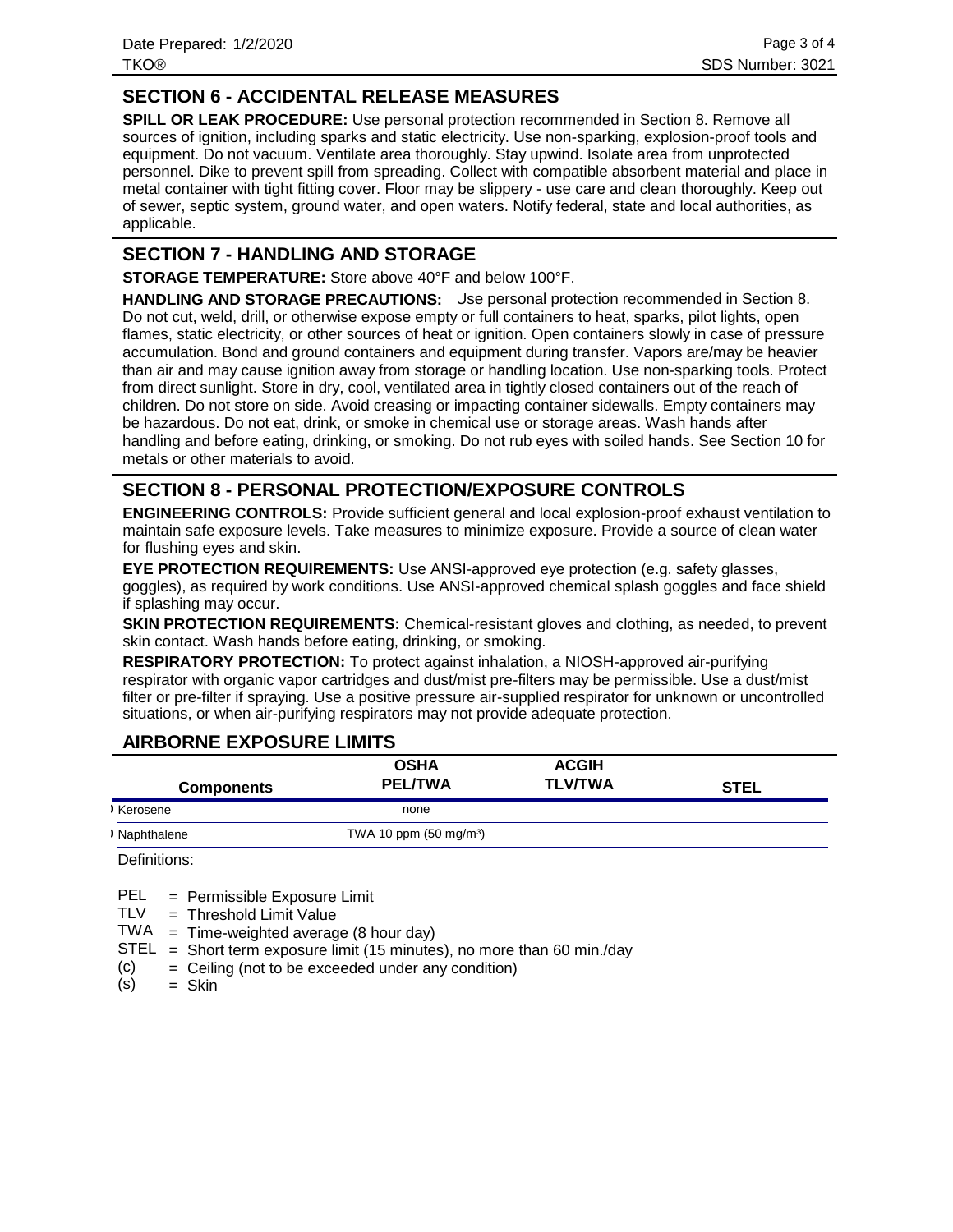## SECTION 6 - ACCIDENTAL RELEASE MEASURES

**SPILL OR LEAK PROCEDURE:** Use personal protection recommended in Section 8. Remove all sources of ignition, including sparks and static electricity. Use non-sparking, explosion-proof tools and equipment. Do not vacuum. Ventilate area thoroughly. Stay upwind. Isolate area from unprotected personnel. Dike to prevent spill from spreading. Collect with compatible absorbent material and place in metal container with tight fitting cover. Floor may be slippery - use care and clean thoroughly. Keep out of sewer, septic system, ground water, and open waters. Notify federal, state and local authorities, as applicable.

## SECTION 7 - HANDLING AND STORAGE

**STORAGE TEMPERATURE:** Store above 40°F and below 100°F.

**HANDLING AND STORAGE PRECAUTIONS:** Use personal protection recommended in Section 8. Do not cut, weld, drill, or otherwise expose empty or full containers to heat, sparks, pilot lights, open flames, static electricity, or other sources of heat or ignition. Open containers slowly in case of pressure accumulation. Bond and ground containers and equipment during transfer. Vapors are/may be heavier than air and may cause ignition away from storage or handling location. Use non-sparking tools. Protect from direct sunlight. Store in dry, cool, ventilated area in tightly closed containers out of the reach of children. Do not store on side. Avoid creasing or impacting container sidewalls. Empty containers may be hazardous. Do not eat, drink, or smoke in chemical use or storage areas. Wash hands after handling and before eating, drinking, or smoking. Do not rub eyes with soiled hands. See Section 10 for metals or other materials to avoid.

## SECTION 8 - PERSONAL PROTECTION/EXPOSURE CONTROLS

**ENGINEERING CONTROLS:** Provide sufficient general and local explosion-proof exhaust ventilation to maintain safe exposure levels. Take measures to minimize exposure. Provide a source of clean water for flushing eyes and skin.

**EYE PROTECTION REQUIREMENTS:** Use ANSI-approved eye protection (e.g. safety glasses, goggles), as required by work conditions. Use ANSI-approved chemical splash goggles and face shield if splashing may occur.

**SKIN PROTECTION REQUIREMENTS:** Chemical-resistant gloves and clothing, as needed, to prevent skin contact. Wash hands before eating, drinking, or smoking.

**RESPIRATORY PROTECTION:** To protect against inhalation, a NIOSH-approved air-purifying respirator with organic vapor cartridges and dust/mist pre-filters may be permissible. Use a dust/mist filter or pre-filter if spraying. Use a positive pressure air-supplied respirator for unknown or uncontrolled situations, or when air-purifying respirators may not provide adequate protection.

## AIRBORNE EXPOSURE LIMITS

| Components | OSHA PEL/TWA | ACGIH TLV/TWA | STEL |
|---|---|---|---|
| Kerosene | none | | |
| Naphthalene | TWA 10 ppm (50 mg/m³) | | |

Definitions:

- PEL = Permissible Exposure Limit
- TLV = Threshold Limit Value
- TWA = Time-weighted average (8 hour day)
- STEL = Short term exposure limit (15 minutes), no more than 60 min./day
- (c) = Ceiling (not to be exceeded under any condition)
- (s) = Skin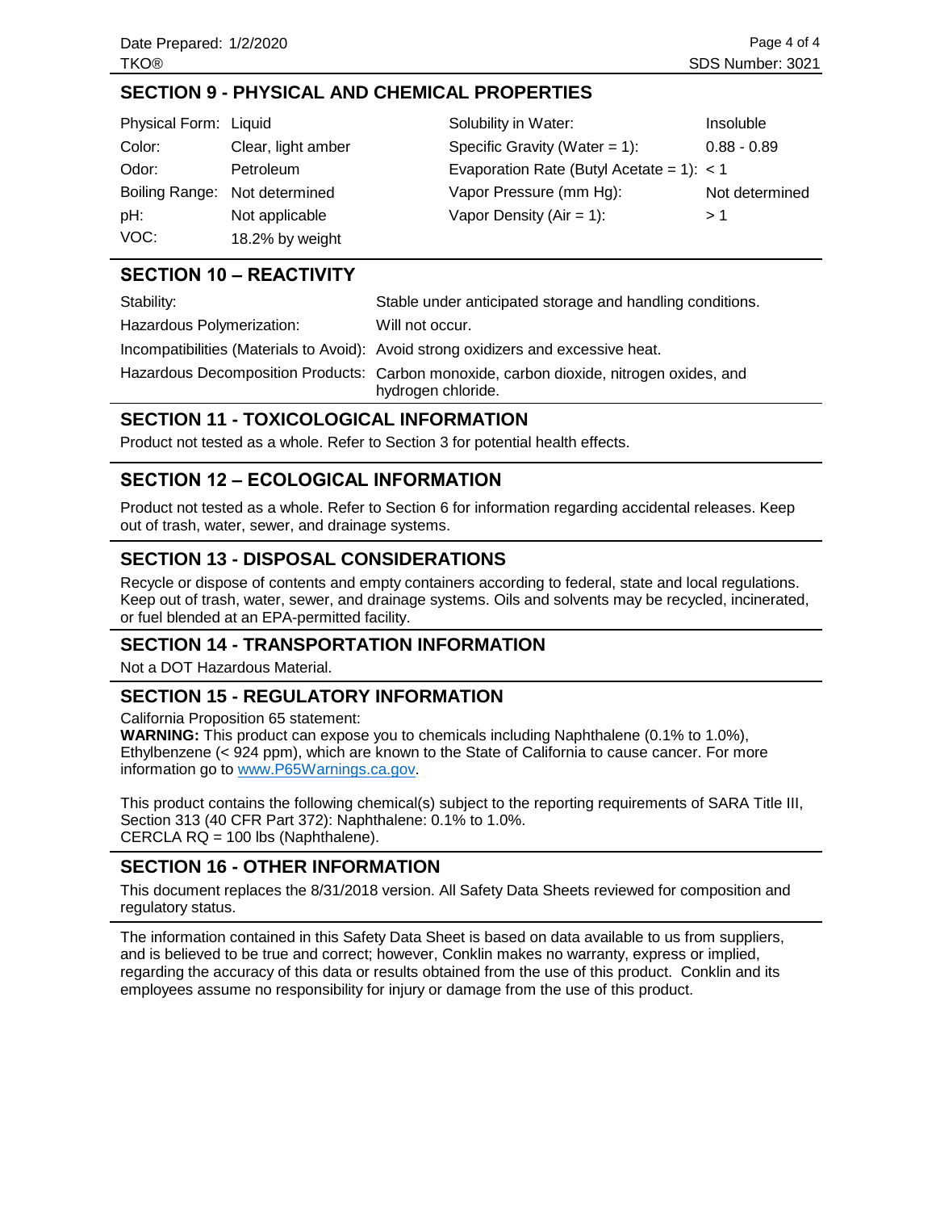## SECTION 9 - PHYSICAL AND CHEMICAL PROPERTIES

| | | | |
|---|---|---|---|
| Physical Form: | Liquid | Solubility in Water: | Insoluble |
| Color: | Clear, light amber | Specific Gravity (Water = 1): | 0.88 - 0.89 |
| Odor: | Petroleum | Evaporation Rate (Butyl Acetate = 1): | < 1 |
| Boiling Range: | Not determined | Vapor Pressure (mm Hg): | Not determined |
| pH: | Not applicable | Vapor Density (Air = 1): | > 1 |
| VOC: | 18.2% by weight | | |

## SECTION 10 – REACTIVITY

| | |
|---|---|
| Stability: | Stable under anticipated storage and handling conditions. |
| Hazardous Polymerization: | Will not occur. |
| Incompatibilities (Materials to Avoid): | Avoid strong oxidizers and excessive heat. |
| Hazardous Decomposition Products: | Carbon monoxide, carbon dioxide, nitrogen oxides, and hydrogen chloride. |

## SECTION 11 - TOXICOLOGICAL INFORMATION

Product not tested as a whole. Refer to Section 3 for potential health effects.

## SECTION 12 – ECOLOGICAL INFORMATION

Product not tested as a whole. Refer to Section 6 for information regarding accidental releases. Keep out of trash, water, sewer, and drainage systems.

## SECTION 13 - DISPOSAL CONSIDERATIONS

Recycle or dispose of contents and empty containers according to federal, state and local regulations. Keep out of trash, water, sewer, and drainage systems. Oils and solvents may be recycled, incinerated, or fuel blended at an EPA-permitted facility.

## SECTION 14 - TRANSPORTATION INFORMATION

Not a DOT Hazardous Material.

## SECTION 15 - REGULATORY INFORMATION

California Proposition 65 statement:
**WARNING:** This product can expose you to chemicals including Naphthalene (0.1% to 1.0%), Ethylbenzene (< 924 ppm), which are known to the State of California to cause cancer. For more information go to www.P65Warnings.ca.gov.

This product contains the following chemical(s) subject to the reporting requirements of SARA Title III, Section 313 (40 CFR Part 372): Naphthalene: 0.1% to 1.0%.
CERCLA RQ = 100 lbs (Naphthalene).

## SECTION 16 - OTHER INFORMATION

This document replaces the 8/31/2018 version. All Safety Data Sheets reviewed for composition and regulatory status.

The information contained in this Safety Data Sheet is based on data available to us from suppliers, and is believed to be true and correct; however, Conklin makes no warranty, express or implied, regarding the accuracy of this data or results obtained from the use of this product. Conklin and its employees assume no responsibility for injury or damage from the use of this product.